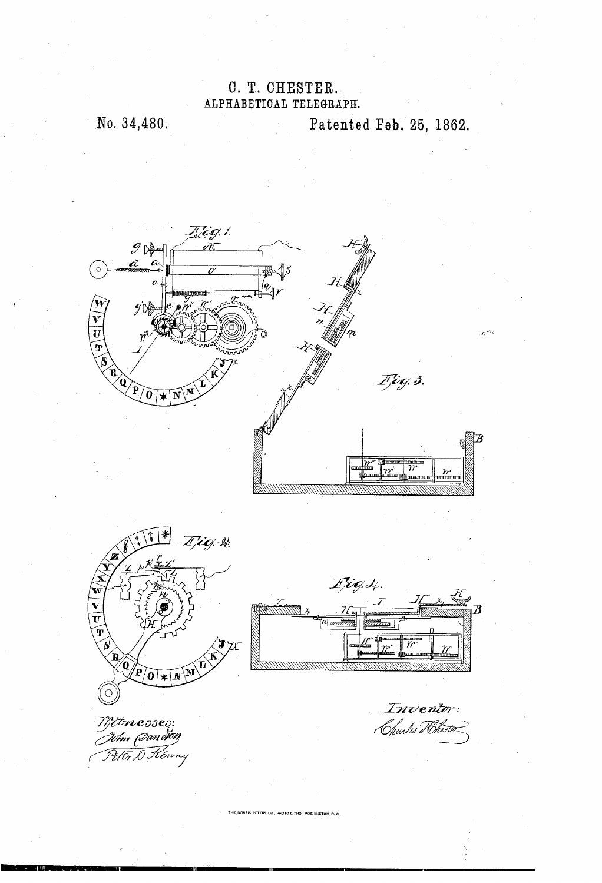C. T. CHESTER.

ALPHABETICAL TELEGRAPH.

No. 34,480. Patented Feb. 25, 1862.

Fig. 1.

Fig. 2.

Fig. 3.

Fig. 4.

Witnesses:
John Danelson
Peter D. Kenny

Inventor:
Charles T. Chester

THE NORRIS PETERS CO., PHOTO-LITHO., WASHINGTON, D. C.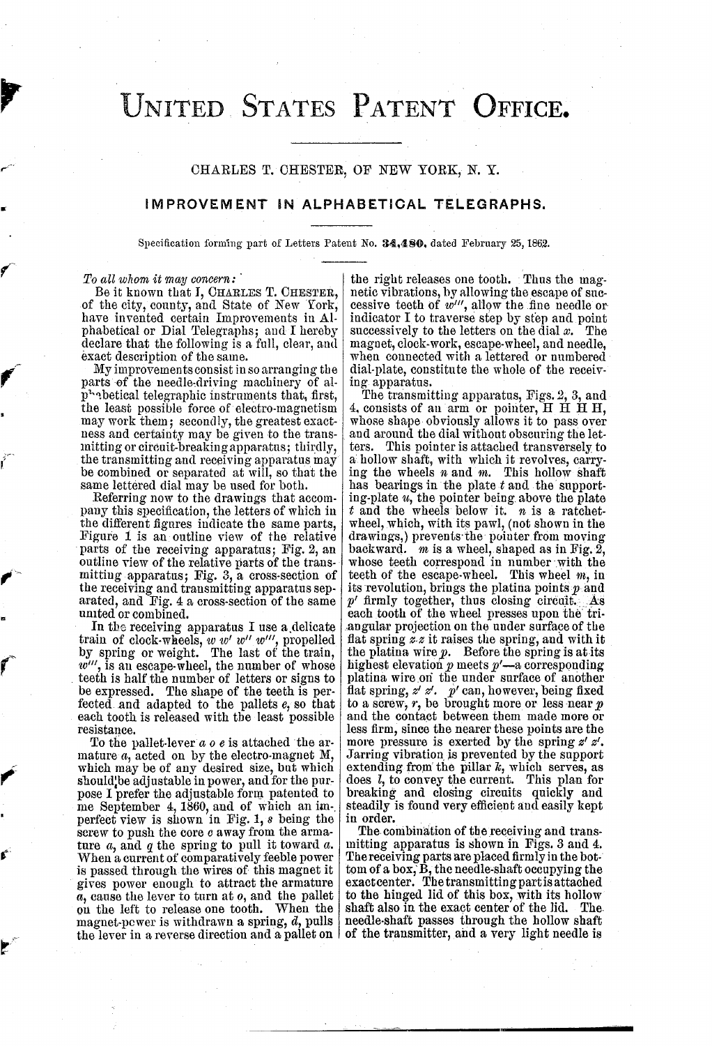# United States Patent Office.

CHARLES T. CHESTER, OF NEW YORK, N. Y.

## IMPROVEMENT IN ALPHABETICAL TELEGRAPHS.

Specification forming part of Letters Patent No. **34,480**, dated February 25, 1862.

*To all whom it may concern:*

Be it known that I, CHARLES T. CHESTER, of the city, county, and State of New York, have invented certain Improvements in Alphabetical or Dial Telegraphs; and I hereby declare that the following is a full, clear, and exact description of the same.

My improvements consist in so arranging the parts of the needle-driving machinery of alphabetical telegraphic instruments that, first, the least possible force of electro-magnetism may work them; secondly, the greatest exactness and certainty may be given to the transmitting or circuit-breaking apparatus; thirdly, the transmitting and receiving apparatus may be combined or separated at will, so that the same lettered dial may be used for both.

Referring now to the drawings that accompany this specification, the letters of which in the different figures indicate the same parts, Figure 1 is an outline view of the relative parts of the receiving apparatus; Fig. 2, an outline view of the relative parts of the transmitting apparatus; Fig. 3, a cross-section of the receiving and transmitting apparatus separated, and Fig. 4 a cross-section of the same united or combined.

In the receiving apparatus I use a delicate train of clock-wheels, *w w′ w″ w‴*, propelled by spring or weight. The last of the train, *w‴*, is an escape-wheel, the number of whose teeth is half the number of letters or signs to be expressed. The shape of the teeth is perfected and adapted to the pallets *e*, so that each tooth is released with the least possible resistance.

To the pallet-lever *a o e* is attached the armature *a*, acted on by the electro-magnet M, which may be of any desired size, but which should be adjustable in power, and for the purpose I prefer the adjustable form patented to me September 4, 1860, and of which an imperfect view is shown in Fig. 1, *s* being the screw to push the core *c* away from the armature *a*, and *q* the spring to pull it toward *a*. When a current of comparatively feeble power is passed through the wires of this magnet it gives power enough to attract the armature *a*, cause the lever to turn at *o*, and the pallet on the left to release one tooth. When the magnet-power is withdrawn a spring, *d*, pulls the lever in a reverse direction and a pallet on the right releases one tooth. Thus the magnetic vibrations, by allowing the escape of successive teeth of *w‴*, allow the fine needle or indicator I to traverse step by step and point successively to the letters on the dial *x*. The magnet, clock-work, escape-wheel, and needle, when connected with a lettered or numbered dial-plate, constitute the whole of the receiving apparatus.

The transmitting apparatus, Figs. 2, 3, and 4, consists of an arm or pointer, H H H H, whose shape obviously allows it to pass over and around the dial without obscuring the letters. This pointer is attached transversely to a hollow shaft, with which it revolves, carrying the wheels *n* and *m*. This hollow shaft has bearings in the plate *t* and the supporting-plate *u*, the pointer being above the plate *t* and the wheels below it. *n* is a ratchet-wheel, which, with its pawl, (not shown in the drawings,) prevents the pointer from moving backward. *m* is a wheel, shaped as in Fig. 2, whose teeth correspond in number with the teeth of the escape-wheel. This wheel *m*, in its revolution, brings the platina points *p* and *p′* firmly together, thus closing circuit. As each tooth of the wheel presses upon the triangular projection on the under surface of the flat spring *z z* it raises the spring, and with it the platina wire *p*. Before the spring is at its highest elevation *p* meets *p′*—a corresponding platina wire on the under surface of another flat spring, *z′ z′*. *p′* can, however, being fixed to a screw, *r*, be brought more or less near *p* and the contact between them made more or less firm, since the nearer these points are the more pressure is exerted by the spring *z′ z′*. Jarring vibration is prevented by the support extending from the pillar *k*, which serves, as does *l*, to convey the current. This plan for breaking and closing circuits quickly and steadily is found very efficient and easily kept in order.

The combination of the receiving and transmitting apparatus is shown in Figs. 3 and 4. The receiving parts are placed firmly in the bottom of a box, B, the needle-shaft occupying the exact center. The transmitting part is attached to the hinged lid of this box, with its hollow shaft also in the exact center of the lid. The needle-shaft passes through the hollow shaft of the transmitter, and a very light needle is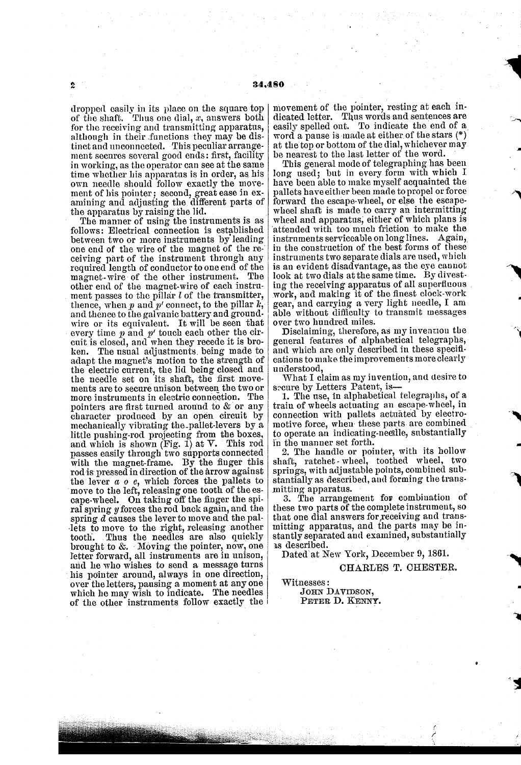dropped easily in its place on the square top of the shaft. Thus one dial, $x$, answers both for the receiving and transmitting apparatus, although in their functions they may be distinct and unconnected. This peculiar arrangement secures several good ends: first, facility in working, as the operator can see at the same time whether his apparatus is in order, as his own needle should follow exactly the movement of his pointer; second, great ease in examining and adjusting the different parts of the apparatus by raising the lid.

The manner of using the instruments is as follows: Electrical connection is established between two or more instruments by leading one end of the wire of the magnet of the receiving part of the instrument through any required length of conductor to one end of the magnet-wire of the other instrument. The other end of the magnet-wire of each instrument passes to the pillar $l$ of the transmitter, thence, when $p$ and $p'$ connect, to the pillar $k$, and thence to the galvanic battery and ground-wire or its equivalent. It will be seen that every time $p$ and $p'$ touch each other the circuit is closed, and when they recede it is broken. The usual adjustments being made to adapt the magnet's motion to the strength of the electric current, the lid being closed and the needle set on its shaft, the first movements are to secure unison between the two or more instruments in electric connection. The pointers are first turned around to & or any character produced by an open circuit by mechanically vibrating the pallet-levers by a little pushing-rod projecting from the boxes, and which is shown (Fig. 1) at V. This rod passes easily through two supports connected with the magnet-frame. By the finger this rod is pressed in direction of the arrow against the lever $a$ $o$ $e$, which forces the pallets to move to the left, releasing one tooth of the escape-wheel. On taking off the finger the spiral spring $y$ forces the rod back again, and the spring $d$ causes the lever to move and the pallets to move to the right, releasing another tooth. Thus the needles are also quickly brought to &. Moving the pointer, now, one letter forward, all instruments are in unison, and he who wishes to send a message turns his pointer around, always in one direction, over the letters, pausing a moment at any one which he may wish to indicate. The needles of the other instruments follow exactly the movement of the pointer, resting at each indicated letter. Thus words and sentences are easily spelled out. To indicate the end of a word a pause is made at either of the stars (*) at the top or bottom of the dial, whichever may be nearest to the last letter of the word.

This general mode of telegraphing has been long used; but in every form with which I have been able to make myself acquainted the pallets have either been made to propel or force forward the escape-wheel, or else the escape-wheel shaft is made to carry an intermitting wheel and apparatus, either of which plans is attended with too much friction to make the instruments serviceable on long lines. Again, in the construction of the best forms of these instruments two separate dials are used, which is an evident disadvantage, as the eye cannot look at two dials at the same time. By divesting the receiving apparatus of all superfluous work, and making it of the finest clock-work gear, and carrying a very light needle, I am able without difficulty to transmit messages over two hundred miles.

Disclaiming, therefore, as my invention the general features of alphabetical telegraphs, and which are only described in these specifications to make the improvements more clearly understood,

What I claim as my invention, and desire to secure by Letters Patent, is—

1. The use, in alphabetical telegraphs, of a train of wheels actuating an escape-wheel, in connection with pallets actuated by electromotive force, when these parts are combined to operate an indicating-needle, substantially in the manner set forth.

2. The handle or pointer, with its hollow shaft, ratchet-wheel, toothed wheel, two springs, with adjustable points, combined substantially as described, and forming the transmitting apparatus.

3. The arrangement for combination of these two parts of the complete instrument, so that one dial answers for receiving and transmitting apparatus, and the parts may be instantly separated and examined, substantially as described.

Dated at New York, December 9, 1861.

CHARLES T. CHESTER.

Witnesses:
JOHN DAVIDSON,
PETER D. KENNY.